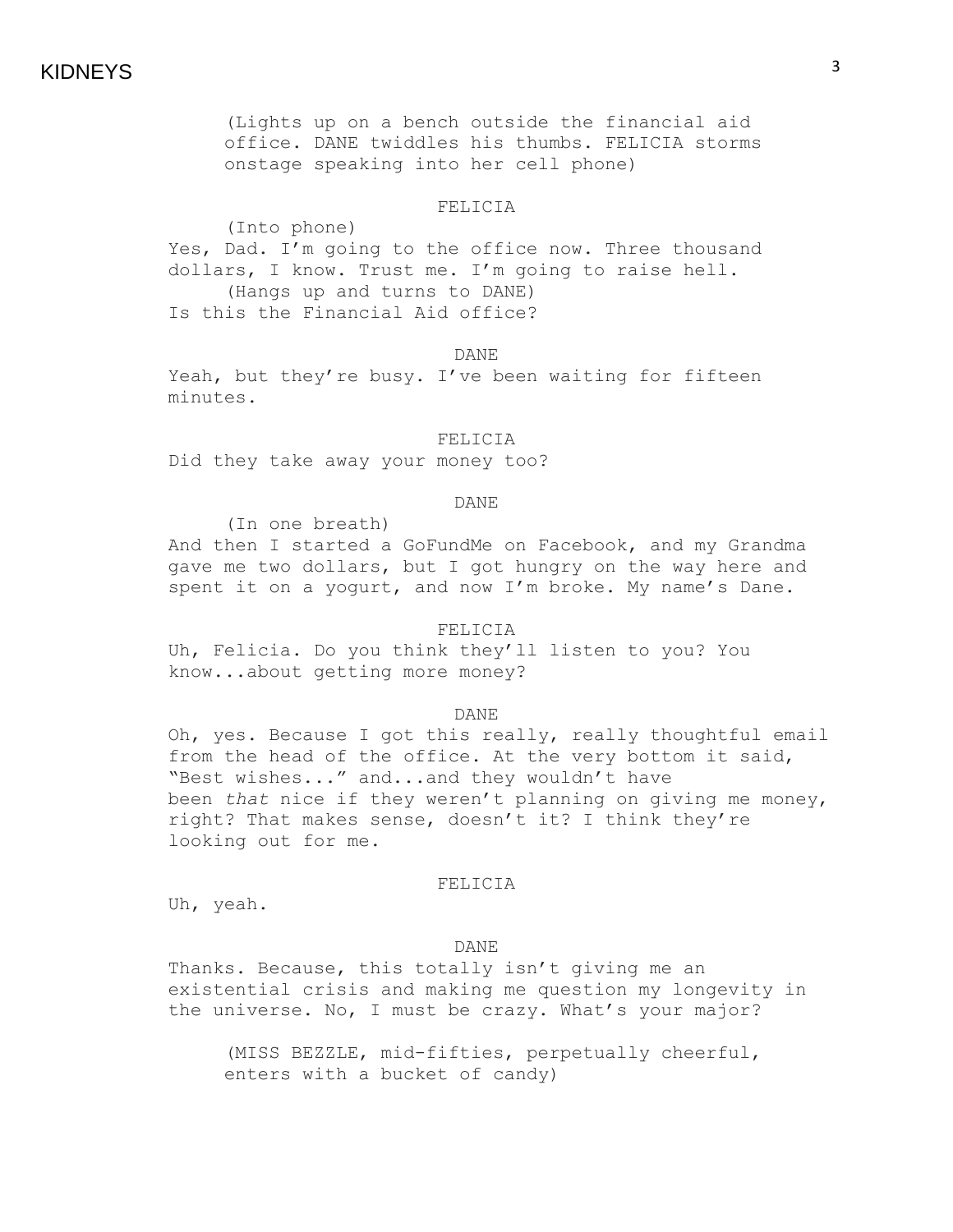(Lights up on a bench outside the financial aid office. DANE twiddles his thumbs. FELICIA storms onstage speaking into her cell phone)

FELICIA

(Into phone)
Yes, Dad. I'm going to the office now. Three thousand dollars, I know. Trust me. I'm going to raise hell.
(Hangs up and turns to DANE)
Is this the Financial Aid office?

DANE

Yeah, but they're busy. I've been waiting for fifteen minutes.

FELICIA

Did they take away your money too?

DANE

(In one breath)
And then I started a GoFundMe on Facebook, and my Grandma gave me two dollars, but I got hungry on the way here and spent it on a yogurt, and now I'm broke. My name's Dane.

FELICIA

Uh, Felicia. Do you think they'll listen to you? You know...about getting more money?

DANE

Oh, yes. Because I got this really, really thoughtful email from the head of the office. At the very bottom it said, "Best wishes..." and...and they wouldn't have been *that* nice if they weren't planning on giving me money, right? That makes sense, doesn't it? I think they're looking out for me.

FELICIA

Uh, yeah.

DANE

Thanks. Because, this totally isn't giving me an existential crisis and making me question my longevity in the universe. No, I must be crazy. What's your major?

(MISS BEZZLE, mid-fifties, perpetually cheerful, enters with a bucket of candy)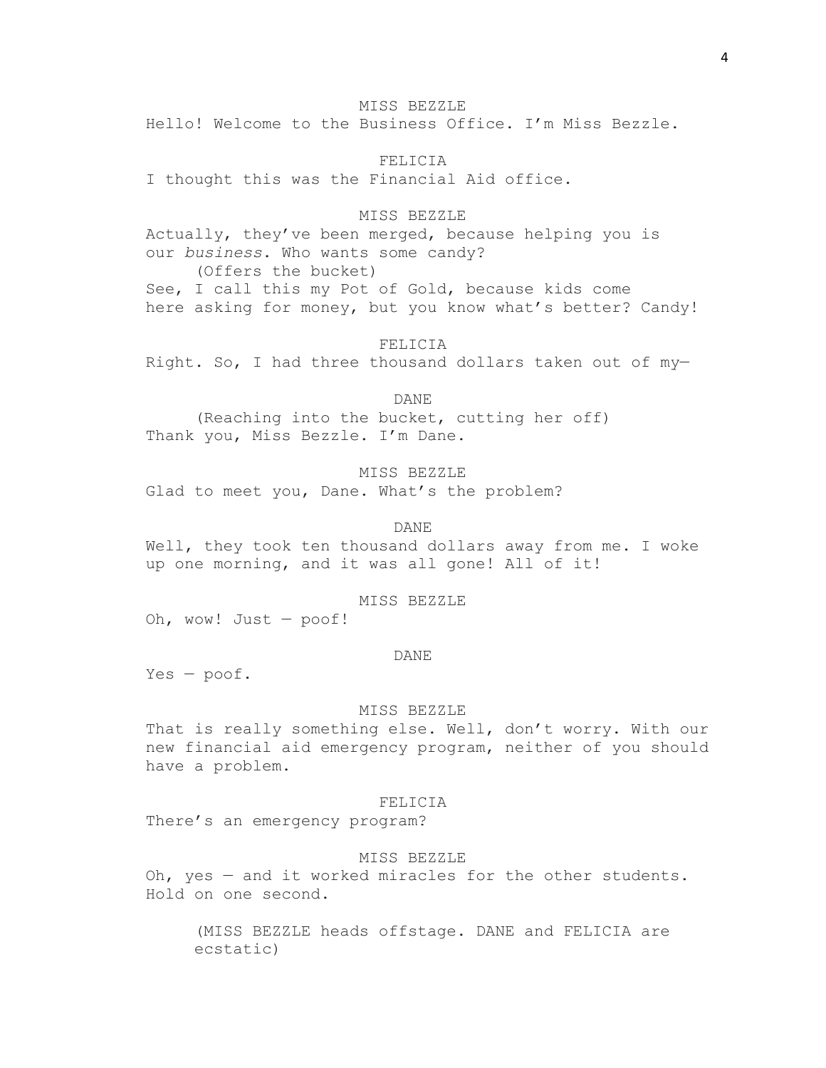MISS BEZZLE

Hello! Welcome to the Business Office. I'm Miss Bezzle.

FELICIA

I thought this was the Financial Aid office.

MISS BEZZLE

Actually, they've been merged, because helping you is our *business*. Who wants some candy?

(Offers the bucket)

See, I call this my Pot of Gold, because kids come here asking for money, but you know what's better? Candy!

FELICIA

Right. So, I had three thousand dollars taken out of my—

DANE

(Reaching into the bucket, cutting her off)

Thank you, Miss Bezzle. I'm Dane.

MISS BEZZLE

Glad to meet you, Dane. What's the problem?

DANE

Well, they took ten thousand dollars away from me. I woke up one morning, and it was all gone! All of it!

MISS BEZZLE

Oh, wow! Just — poof!

DANE

Yes — poof.

MISS BEZZLE

That is really something else. Well, don't worry. With our new financial aid emergency program, neither of you should have a problem.

FELICIA

There's an emergency program?

MISS BEZZLE

Oh, yes — and it worked miracles for the other students. Hold on one second.

(MISS BEZZLE heads offstage. DANE and FELICIA are ecstatic)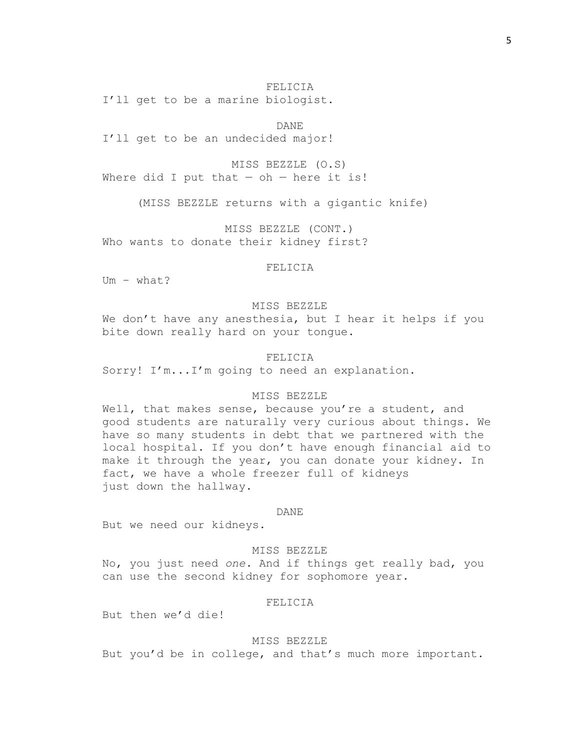FELICIA

I'll get to be a marine biologist.

DANE

I'll get to be an undecided major!

MISS BEZZLE (O.S)

Where did I put that — oh — here it is!

(MISS BEZZLE returns with a gigantic knife)

MISS BEZZLE (CONT.)

Who wants to donate their kidney first?

FELICIA

Um – what?

MISS BEZZLE

We don't have any anesthesia, but I hear it helps if you bite down really hard on your tongue.

FELICIA

Sorry! I'm...I'm going to need an explanation.

MISS BEZZLE

Well, that makes sense, because you're a student, and good students are naturally very curious about things. We have so many students in debt that we partnered with the local hospital. If you don't have enough financial aid to make it through the year, you can donate your kidney. In fact, we have a whole freezer full of kidneys just down the hallway.

DANE

But we need our kidneys.

MISS BEZZLE

No, you just need *one.* And if things get really bad, you can use the second kidney for sophomore year.

FELICIA

But then we'd die!

MISS BEZZLE

But you'd be in college, and that's much more important.